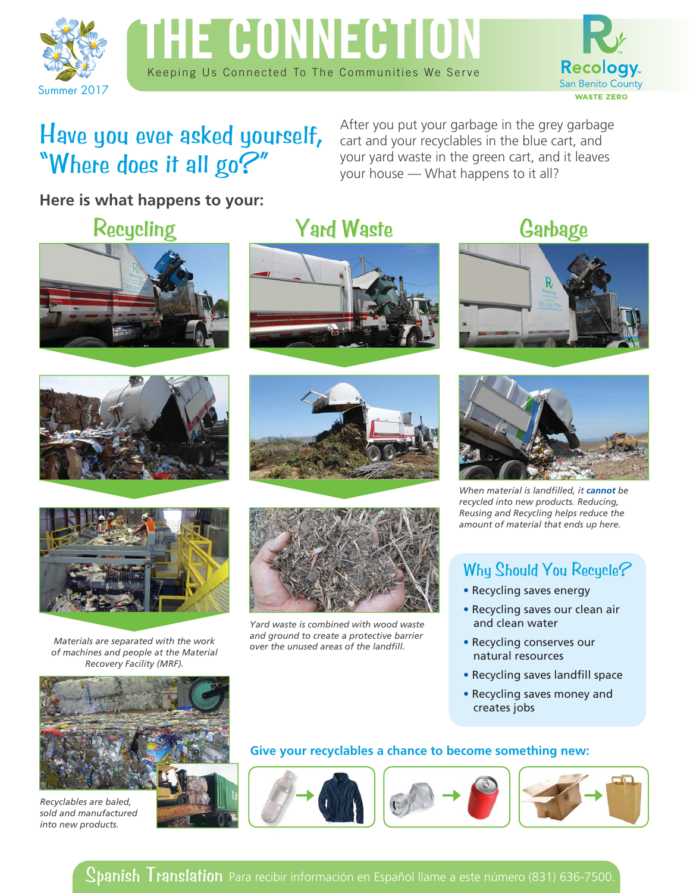# THE CONNECTION

Keeping Us Connected To The Communities We Serve

Summer 2017

Recology San Benito County WASTE ZERO

## Have you ever asked yourself, "Where does it all go?"

After you put your garbage in the grey garbage cart and your recyclables in the blue cart, and your yard waste in the green cart, and it leaves your house — What happens to it all?

**Here is what happens to your:**

### Recycling

*Materials are separated with the work of machines and people at the Material Recovery Facility (MRF).*

*Recyclables are baled, sold and manufactured into new products.*

### Yard Waste

*Yard waste is combined with wood waste and ground to create a protective barrier over the unused areas of the landfill.*

### Garbage

*When material is landfilled, it **cannot** be recycled into new products. Reducing, Reusing and Recycling helps reduce the amount of material that ends up here.*

### Why Should You Recycle?

- Recycling saves energy
- Recycling saves our clean air and clean water
- Recycling conserves our natural resources
- Recycling saves landfill space
- Recycling saves money and creates jobs

**Give your recyclables a chance to become something new:**

## Spanish Translation

Para recibir información en Español llame a este número (831) 636-7500.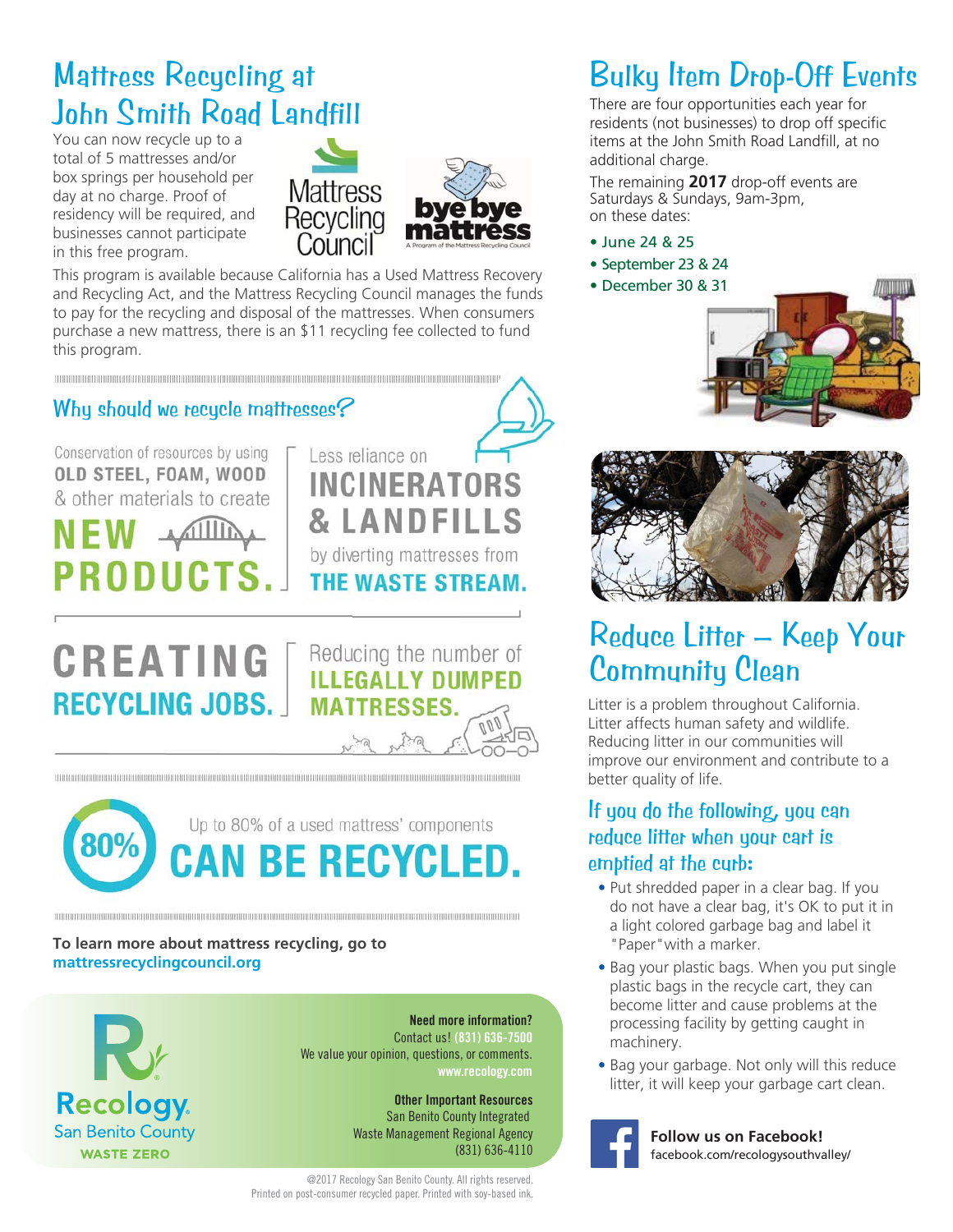# Mattress Recycling at John Smith Road Landfill

You can now recycle up to a total of 5 mattresses and/or box springs per household per day at no charge. Proof of residency will be required, and businesses cannot participate in this free program.

Mattress Recycling Council

bye bye mattress
A Program of the Mattress Recycling Council

This program is available because California has a Used Mattress Recovery and Recycling Act, and the Mattress Recycling Council manages the funds to pay for the recycling and disposal of the mattresses. When consumers purchase a new mattress, there is an $11 recycling fee collected to fund this program.

## Why should we recycle mattresses?

Conservation of resources by using **OLD STEEL, FOAM, WOOD** & other materials to create **NEW PRODUCTS.**

Less reliance on **INCINERATORS & LANDFILLS** by diverting mattresses from **THE WASTE STREAM.**

**CREATING RECYCLING JOBS.**

Reducing the number of **ILLEGALLY DUMPED MATTRESSES.**

80% Up to 80% of a used mattress' components **CAN BE RECYCLED.**

**To learn more about mattress recycling, go to mattressrecyclingcouncil.org**

Recology San Benito County WASTE ZERO

**Need more information?**
Contact us! (831) 636-7500
We value your opinion, questions, or comments.
www.recology.com

**Other Important Resources**
San Benito County Integrated Waste Management Regional Agency
(831) 636-4110

@2017 Recology San Benito County. All rights reserved.
Printed on post-consumer recycled paper. Printed with soy-based ink.

# Bulky Item Drop-Off Events

There are four opportunities each year for residents (not businesses) to drop off specific items at the John Smith Road Landfill, at no additional charge.

The remaining **2017** drop-off events are Saturdays & Sundays, 9am-3pm, on these dates:

- June 24 & 25
- September 23 & 24
- December 30 & 31

# Reduce Litter – Keep Your Community Clean

Litter is a problem throughout California. Litter affects human safety and wildlife. Reducing litter in our communities will improve our environment and contribute to a better quality of life.

## If you do the following, you can reduce litter when your cart is emptied at the curb:

- Put shredded paper in a clear bag. If you do not have a clear bag, it's OK to put it in a light colored garbage bag and label it "Paper"with a marker.
- Bag your plastic bags. When you put single plastic bags in the recycle cart, they can become litter and cause problems at the processing facility by getting caught in machinery.
- Bag your garbage. Not only will this reduce litter, it will keep your garbage cart clean.

**Follow us on Facebook!**
facebook.com/recologysouthvalley/